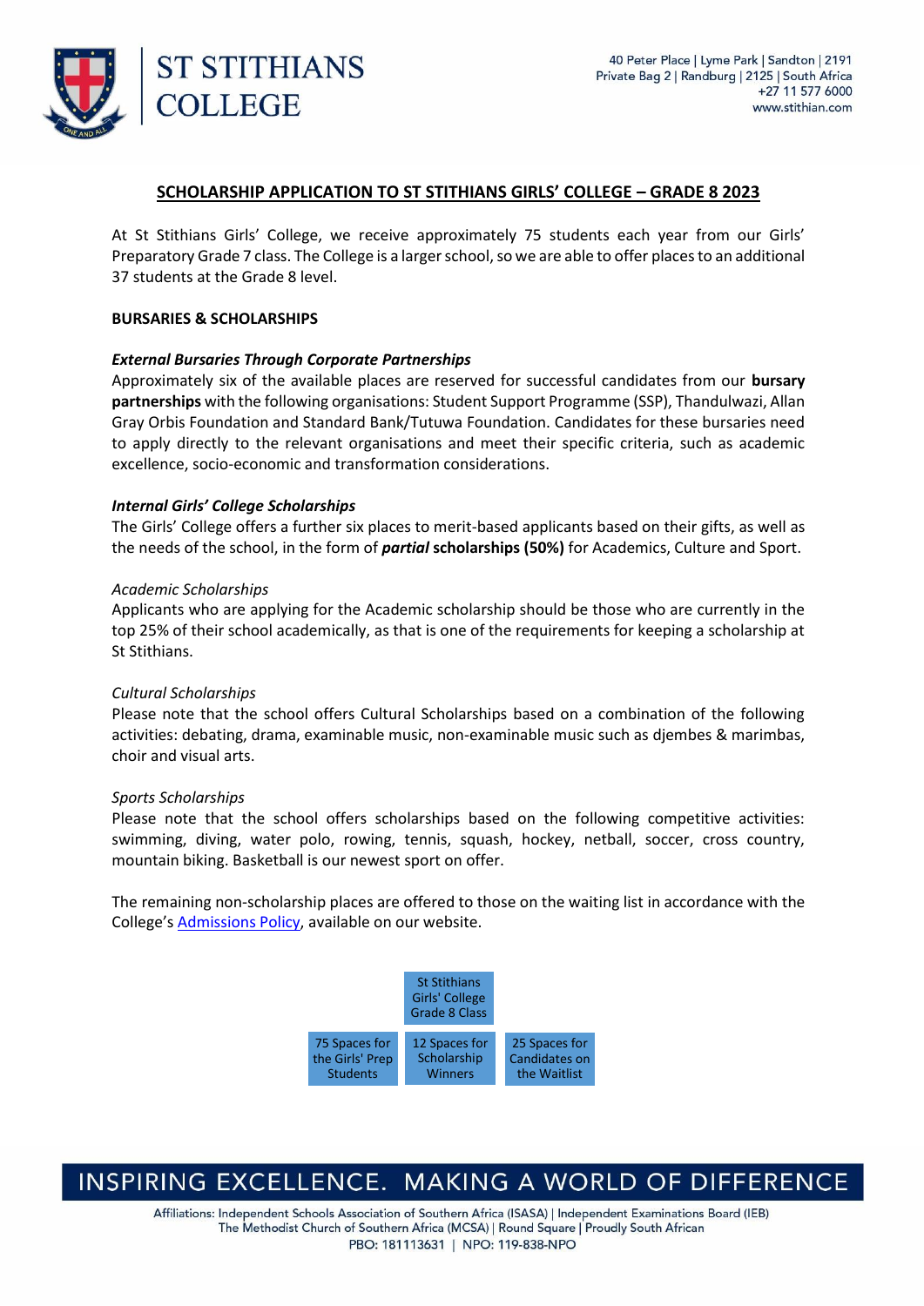# SCHOLARSHIP APPLICATION TO ST STITHIANS GIRLS' COLLEGE – GRADE 8 2023

At St Stithians Girls' College, we receive approximately 75 students each year from our Girls' Preparatory Grade 7 class. The College is a larger school, so we are able to offer places to an additional 37 students at the Grade 8 level.

## BURSARIES & SCHOLARSHIPS

### *External Bursaries Through Corporate Partnerships*

Approximately six of the available places are reserved for successful candidates from our **bursary partnerships** with the following organisations: Student Support Programme (SSP), Thandulwazi, Allan Gray Orbis Foundation and Standard Bank/Tutuwa Foundation. Candidates for these bursaries need to apply directly to the relevant organisations and meet their specific criteria, such as academic excellence, socio-economic and transformation considerations.

### *Internal Girls' College Scholarships*

The Girls' College offers a further six places to merit-based applicants based on their gifts, as well as the needs of the school, in the form of ***partial*** **scholarships (50%)** for Academics, Culture and Sport.

*Academic Scholarships*

Applicants who are applying for the Academic scholarship should be those who are currently in the top 25% of their school academically, as that is one of the requirements for keeping a scholarship at St Stithians.

*Cultural Scholarships*

Please note that the school offers Cultural Scholarships based on a combination of the following activities: debating, drama, examinable music, non-examinable music such as djembes & marimbas, choir and visual arts.

*Sports Scholarships*

Please note that the school offers scholarships based on the following competitive activities: swimming, diving, water polo, rowing, tennis, squash, hockey, netball, soccer, cross country, mountain biking. Basketball is our newest sport on offer.

The remaining non-scholarship places are offered to those on the waiting list in accordance with the College's Admissions Policy, available on our website.

St Stithians Girls' College Grade 8 Class

- 75 Spaces for the Girls' Prep Students
- 12 Spaces for Scholarship Winners
- 25 Spaces for Candidates on the Waitlist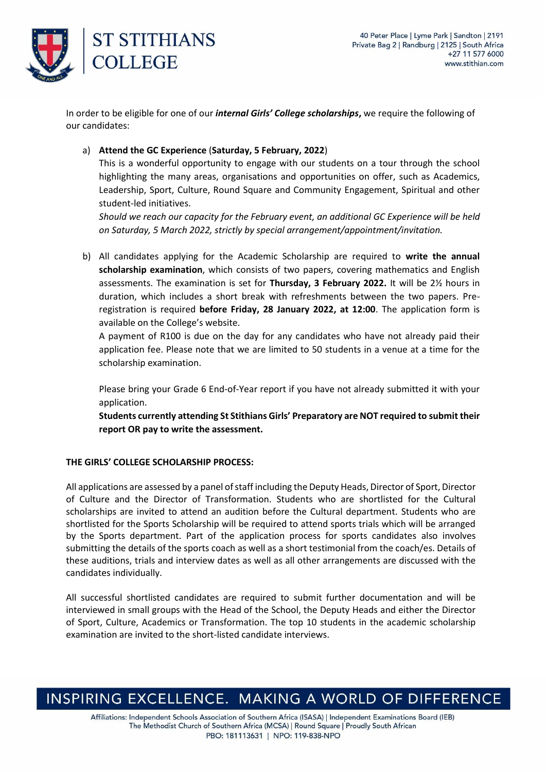In order to be eligible for one of our ***internal Girls' College scholarships***, we require the following of our candidates:

a) **Attend the GC Experience** (**Saturday, 5 February, 2022**)
This is a wonderful opportunity to engage with our students on a tour through the school highlighting the many areas, organisations and opportunities on offer, such as Academics, Leadership, Sport, Culture, Round Square and Community Engagement, Spiritual and other student-led initiatives.
*Should we reach our capacity for the February event, an additional GC Experience will be held on Saturday, 5 March 2022, strictly by special arrangement/appointment/invitation.*

b) All candidates applying for the Academic Scholarship are required to **write the annual scholarship examination**, which consists of two papers, covering mathematics and English assessments. The examination is set for **Thursday, 3 February 2022.** It will be 2½ hours in duration, which includes a short break with refreshments between the two papers. Pre-registration is required **before Friday, 28 January 2022, at 12:00**. The application form is available on the College's website.
A payment of R100 is due on the day for any candidates who have not already paid their application fee. Please note that we are limited to 50 students in a venue at a time for the scholarship examination.

Please bring your Grade 6 End-of-Year report if you have not already submitted it with your application.
**Students currently attending St Stithians Girls' Preparatory are NOT required to submit their report OR pay to write the assessment.**

**THE GIRLS' COLLEGE SCHOLARSHIP PROCESS:**

All applications are assessed by a panel of staff including the Deputy Heads, Director of Sport, Director of Culture and the Director of Transformation. Students who are shortlisted for the Cultural scholarships are invited to attend an audition before the Cultural department. Students who are shortlisted for the Sports Scholarship will be required to attend sports trials which will be arranged by the Sports department. Part of the application process for sports candidates also involves submitting the details of the sports coach as well as a short testimonial from the coach/es. Details of these auditions, trials and interview dates as well as all other arrangements are discussed with the candidates individually.

All successful shortlisted candidates are required to submit further documentation and will be interviewed in small groups with the Head of the School, the Deputy Heads and either the Director of Sport, Culture, Academics or Transformation. The top 10 students in the academic scholarship examination are invited to the short-listed candidate interviews.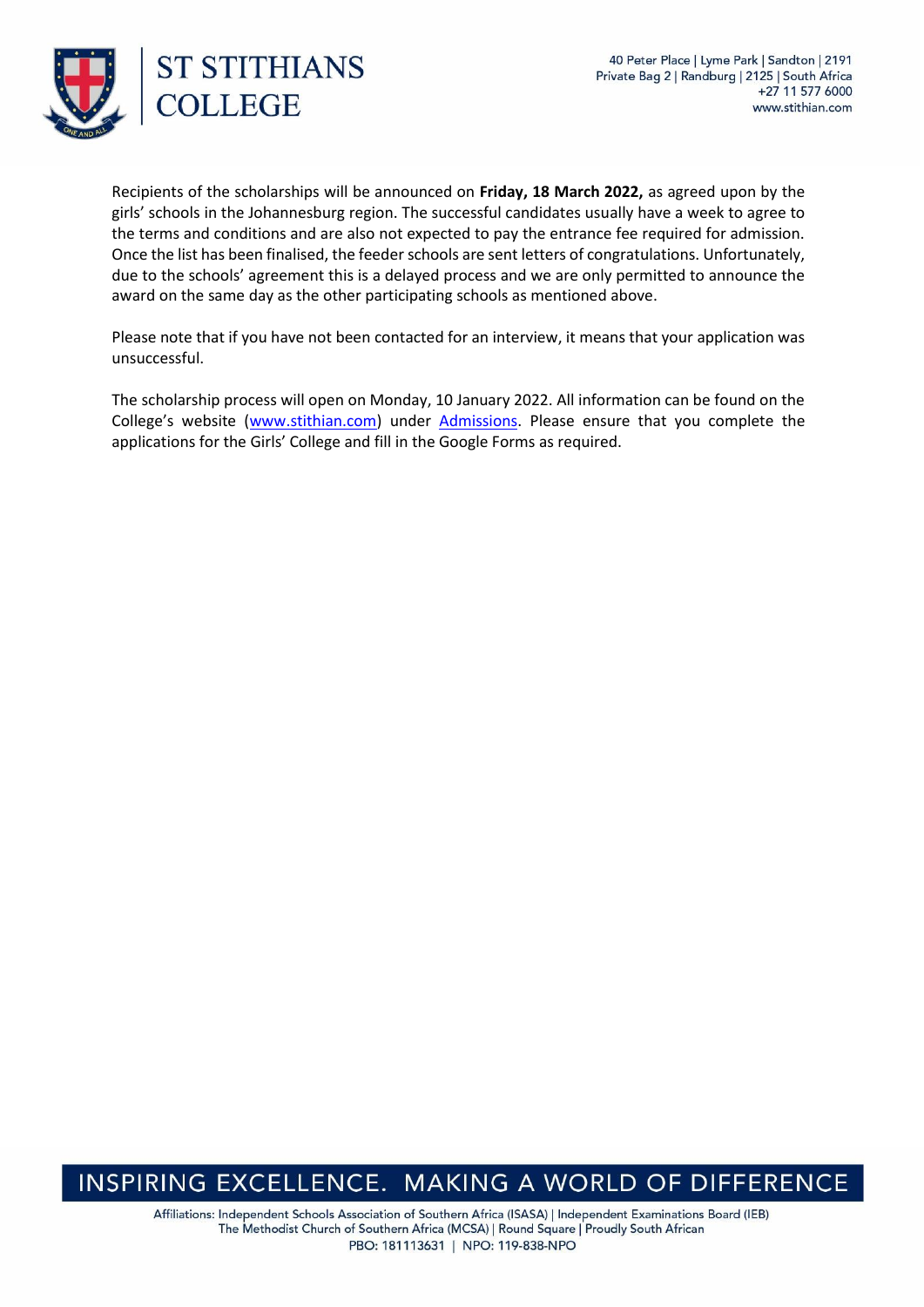Recipients of the scholarships will be announced on **Friday, 18 March 2022,** as agreed upon by the girls' schools in the Johannesburg region. The successful candidates usually have a week to agree to the terms and conditions and are also not expected to pay the entrance fee required for admission. Once the list has been finalised, the feeder schools are sent letters of congratulations. Unfortunately, due to the schools' agreement this is a delayed process and we are only permitted to announce the award on the same day as the other participating schools as mentioned above.

Please note that if you have not been contacted for an interview, it means that your application was unsuccessful.

The scholarship process will open on Monday, 10 January 2022. All information can be found on the College's website ([www.stithian.com](http://www.stithian.com)) under [Admissions](#). Please ensure that you complete the applications for the Girls' College and fill in the Google Forms as required.